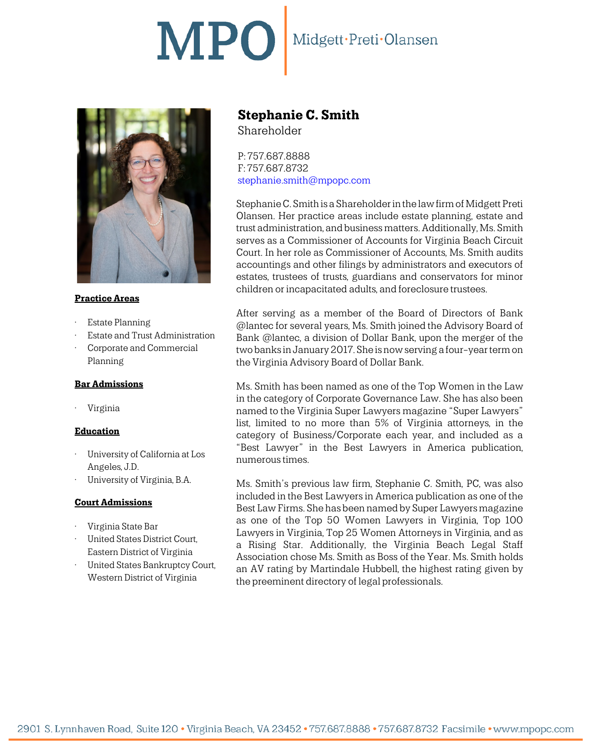# Stephanie C. Smith

Shareholder

P: 757.687.8888
F: 757.687.8732
stephanie.smith@mpopc.com

Stephanie C. Smith is a Shareholder in the law firm of Midgett Preti Olansen. Her practice areas include estate planning, estate and trust administration, and business matters. Additionally, Ms. Smith serves as a Commissioner of Accounts for Virginia Beach Circuit Court. In her role as Commissioner of Accounts, Ms. Smith audits accountings and other filings by administrators and executors of estates, trustees of trusts, guardians and conservators for minor children or incapacitated adults, and foreclosure trustees.

After serving as a member of the Board of Directors of Bank @lantec for several years, Ms. Smith joined the Advisory Board of Bank @lantec, a division of Dollar Bank, upon the merger of the two banks in January 2017. She is now serving a four-year term on the Virginia Advisory Board of Dollar Bank.

Ms. Smith has been named as one of the Top Women in the Law in the category of Corporate Governance Law. She has also been named to the Virginia Super Lawyers magazine "Super Lawyers" list, limited to no more than 5% of Virginia attorneys, in the category of Business/Corporate each year, and included as a "Best Lawyer" in the Best Lawyers in America publication, numerous times.

Ms. Smith's previous law firm, Stephanie C. Smith, PC, was also included in the Best Lawyers in America publication as one of the Best Law Firms. She has been named by Super Lawyers magazine as one of the Top 50 Women Lawyers in Virginia, Top 100 Lawyers in Virginia, Top 25 Women Attorneys in Virginia, and as a Rising Star. Additionally, the Virginia Beach Legal Staff Association chose Ms. Smith as Boss of the Year. Ms. Smith holds an AV rating by Martindale Hubbell, the highest rating given by the preeminent directory of legal professionals.

**Practice Areas**

- Estate Planning
- Estate and Trust Administration
- Corporate and Commercial Planning

**Bar Admissions**

- Virginia

**Education**

- University of California at Los Angeles, J.D.
- University of Virginia, B.A.

**Court Admissions**

- Virginia State Bar
- United States District Court, Eastern District of Virginia
- United States Bankruptcy Court, Western District of Virginia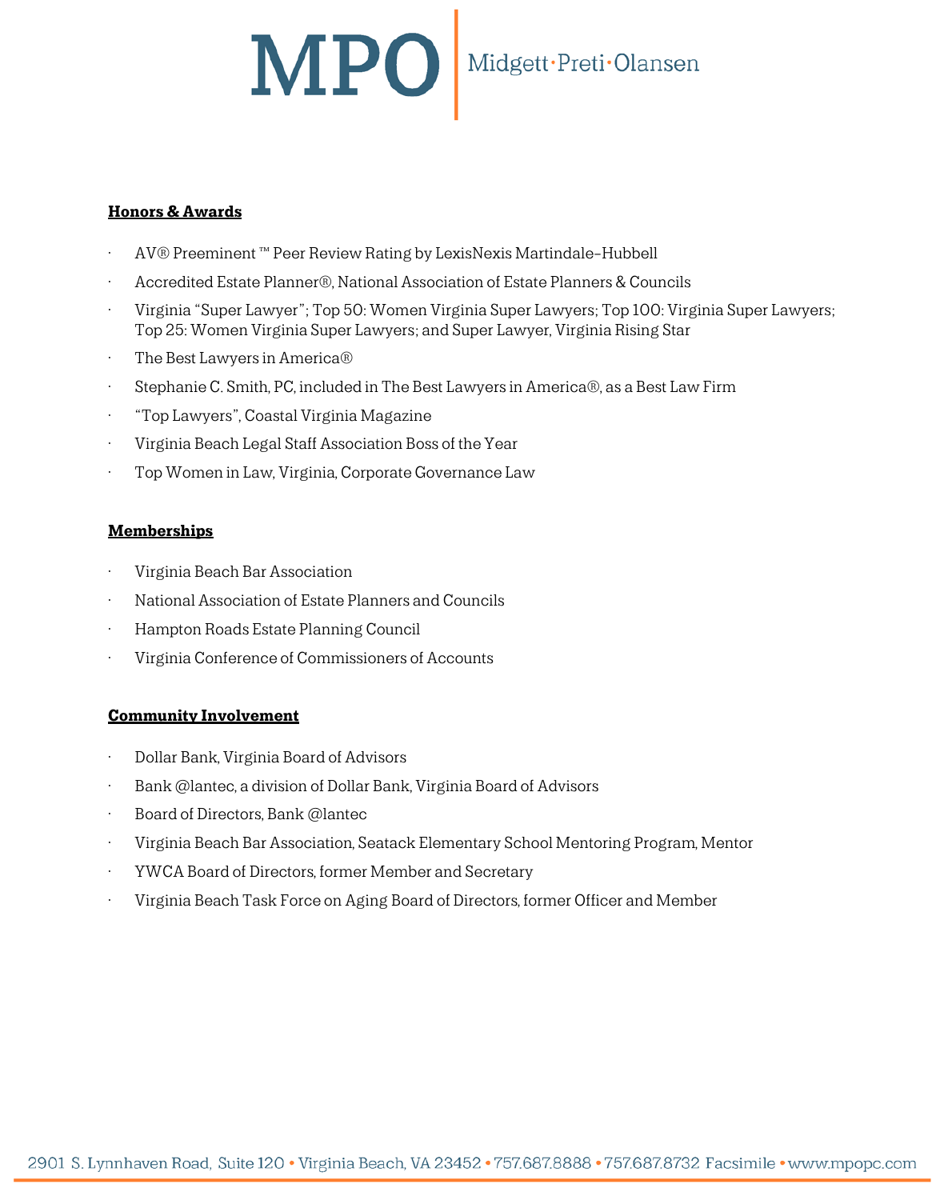## Honors & Awards

- AV® Preeminent ™ Peer Review Rating by LexisNexis Martindale-Hubbell
- Accredited Estate Planner®, National Association of Estate Planners & Councils
- Virginia "Super Lawyer"; Top 50: Women Virginia Super Lawyers; Top 100: Virginia Super Lawyers; Top 25: Women Virginia Super Lawyers; and Super Lawyer, Virginia Rising Star
- The Best Lawyers in America®
- Stephanie C. Smith, PC, included in The Best Lawyers in America®, as a Best Law Firm
- "Top Lawyers", Coastal Virginia Magazine
- Virginia Beach Legal Staff Association Boss of the Year
- Top Women in Law, Virginia, Corporate Governance Law

## Memberships

- Virginia Beach Bar Association
- National Association of Estate Planners and Councils
- Hampton Roads Estate Planning Council
- Virginia Conference of Commissioners of Accounts

## Community Involvement

- Dollar Bank, Virginia Board of Advisors
- Bank @lantec, a division of Dollar Bank, Virginia Board of Advisors
- Board of Directors, Bank @lantec
- Virginia Beach Bar Association, Seatack Elementary School Mentoring Program, Mentor
- YWCA Board of Directors, former Member and Secretary
- Virginia Beach Task Force on Aging Board of Directors, former Officer and Member